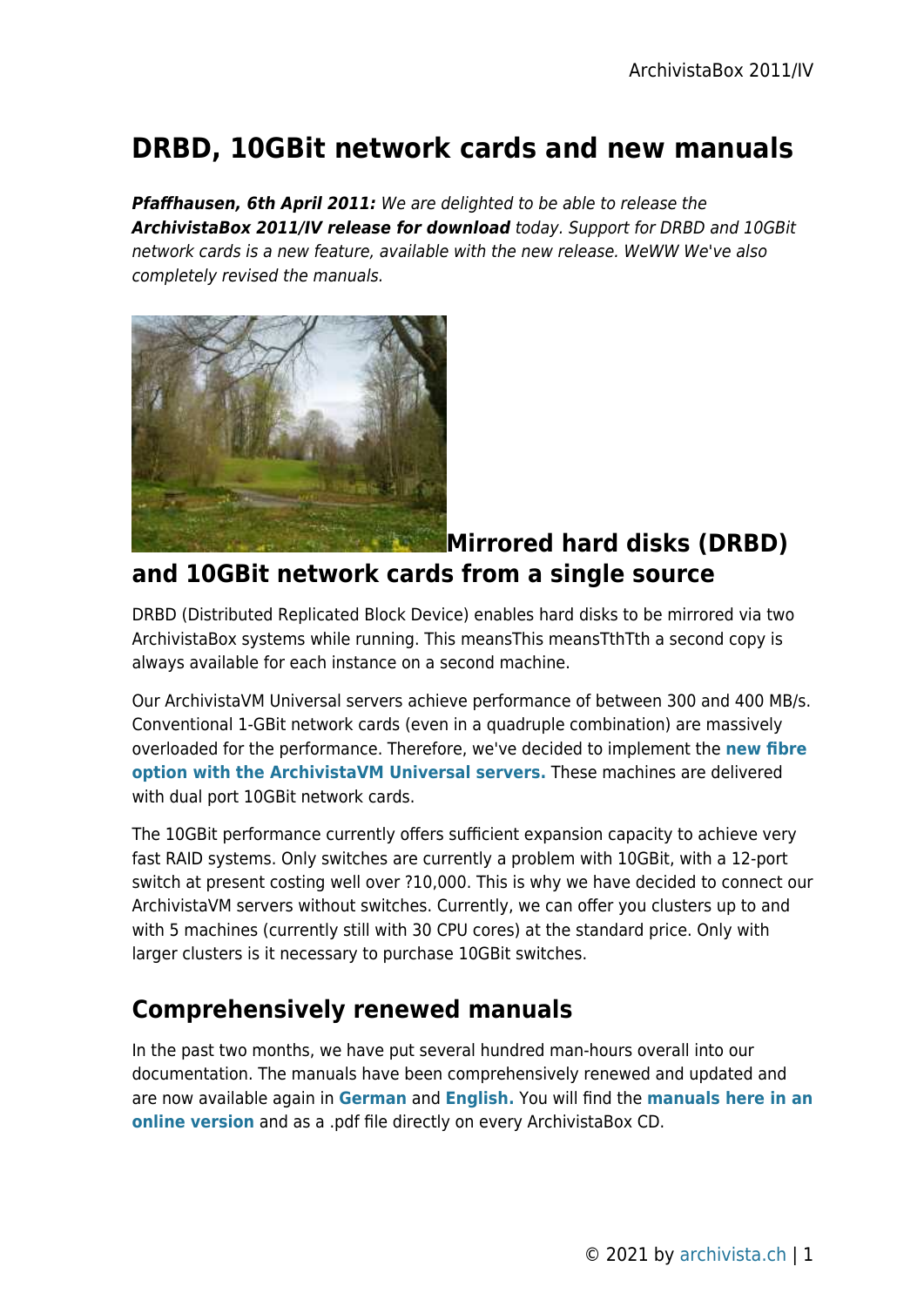# DRBD, 10GBit network cards and new manuals

***Pfaffhausen, 6th April 2011:*** *We are delighted to be able to release the* ***ArchivistaBox 2011/IV release for download*** *today. Support for DRBD and 10GBit network cards is a new feature, available with the new release. WeWW We've also completely revised the manuals.*

## Mirrored hard disks (DRBD) and 10GBit network cards from a single source

DRBD (Distributed Replicated Block Device) enables hard disks to be mirrored via two ArchivistaBox systems while running. This meansThis meansTthTth a second copy is always available for each instance on a second machine.

Our ArchivistaVM Universal servers achieve performance of between 300 and 400 MB/s. Conventional 1-GBit network cards (even in a quadruple combination) are massively overloaded for the performance. Therefore, we've decided to implement the **new fibre option with the ArchivistaVM Universal servers.** These machines are delivered with dual port 10GBit network cards.

The 10GBit performance currently offers sufficient expansion capacity to achieve very fast RAID systems. Only switches are currently a problem with 10GBit, with a 12-port switch at present costing well over ?10,000. This is why we have decided to connect our ArchivistaVM servers without switches. Currently, we can offer you clusters up to and with 5 machines (currently still with 30 CPU cores) at the standard price. Only with larger clusters is it necessary to purchase 10GBit switches.

## Comprehensively renewed manuals

In the past two months, we have put several hundred man-hours overall into our documentation. The manuals have been comprehensively renewed and updated and are now available again in **German** and **English.** You will find the **manuals here in an online version** and as a .pdf file directly on every ArchivistaBox CD.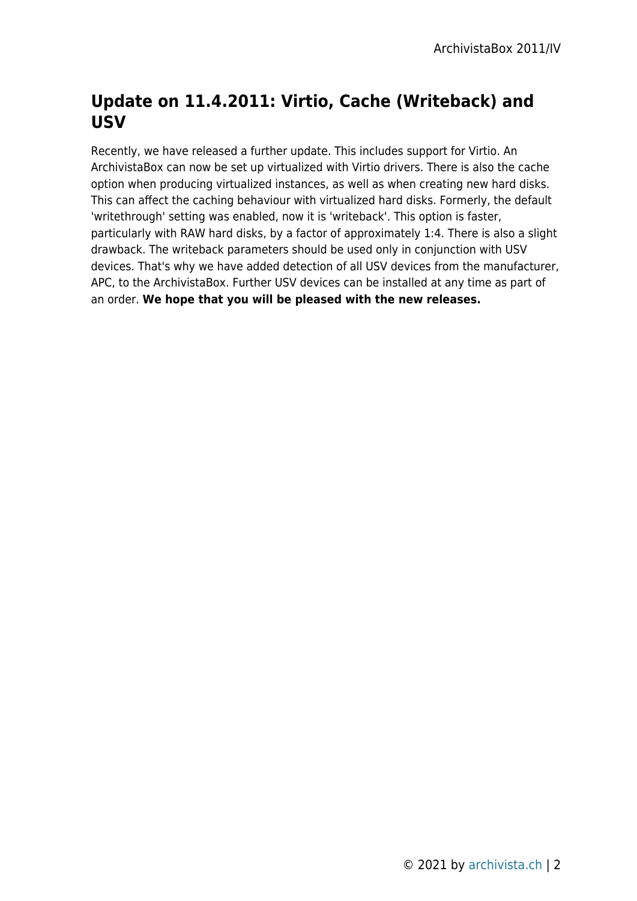## Update on 11.4.2011: Virtio, Cache (Writeback) and USV

Recently, we have released a further update. This includes support for Virtio. An ArchivistaBox can now be set up virtualized with Virtio drivers. There is also the cache option when producing virtualized instances, as well as when creating new hard disks. This can affect the caching behaviour with virtualized hard disks. Formerly, the default 'writethrough' setting was enabled, now it is 'writeback'. This option is faster, particularly with RAW hard disks, by a factor of approximately 1:4. There is also a slight drawback. The writeback parameters should be used only in conjunction with USV devices. That's why we have added detection of all USV devices from the manufacturer, APC, to the ArchivistaBox. Further USV devices can be installed at any time as part of an order. **We hope that you will be pleased with the new releases.**